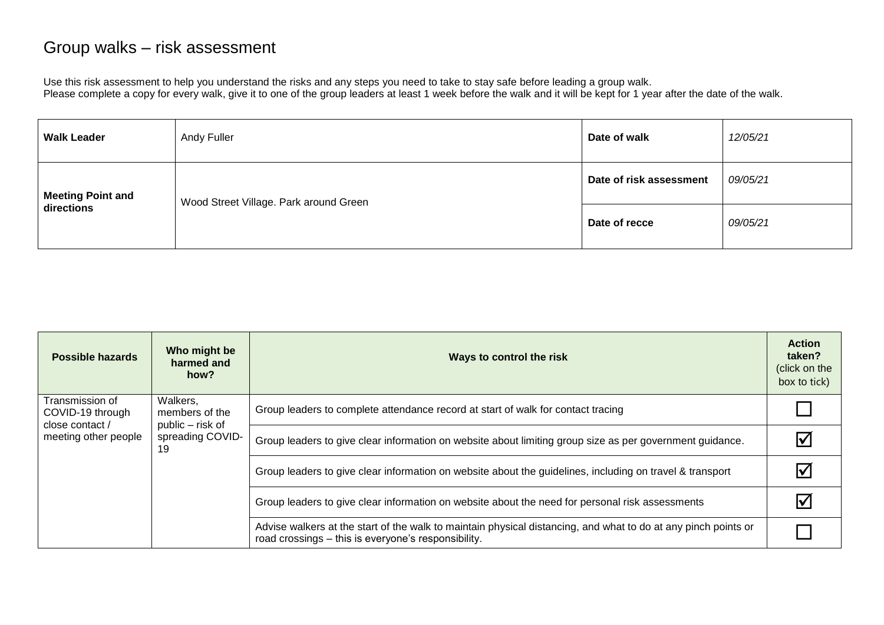# Group walks – risk assessment

Use this risk assessment to help you understand the risks and any steps you need to take to stay safe before leading a group walk.
Please complete a copy for every walk, give it to one of the group leaders at least 1 week before the walk and it will be kept for 1 year after the date of the walk.

| **Walk Leader** | Andy Fuller | **Date of walk** | *12/05/21* |
|---|---|---|---|
| **Meeting Point and directions** | Wood Street Village. Park around Green | **Date of risk assessment** | *09/05/21* |
| | | **Date of recce** | *09/05/21* |

| **Possible hazards** | **Who might be harmed and how?** | **Ways to control the risk** | **Action taken?** (click on the box to tick) |
|---|---|---|---|
| Transmission of COVID-19 through close contact / meeting other people | Walkers, members of the public – risk of spreading COVID-19 | Group leaders to complete attendance record at start of walk for contact tracing | ☐ |
| | | Group leaders to give clear information on website about limiting group size as per government guidance. | ☑ |
| | | Group leaders to give clear information on website about the guidelines, including on travel & transport | ☑ |
| | | Group leaders to give clear information on website about the need for personal risk assessments | ☑ |
| | | Advise walkers at the start of the walk to maintain physical distancing, and what to do at any pinch points or road crossings – this is everyone's responsibility. | ☐ |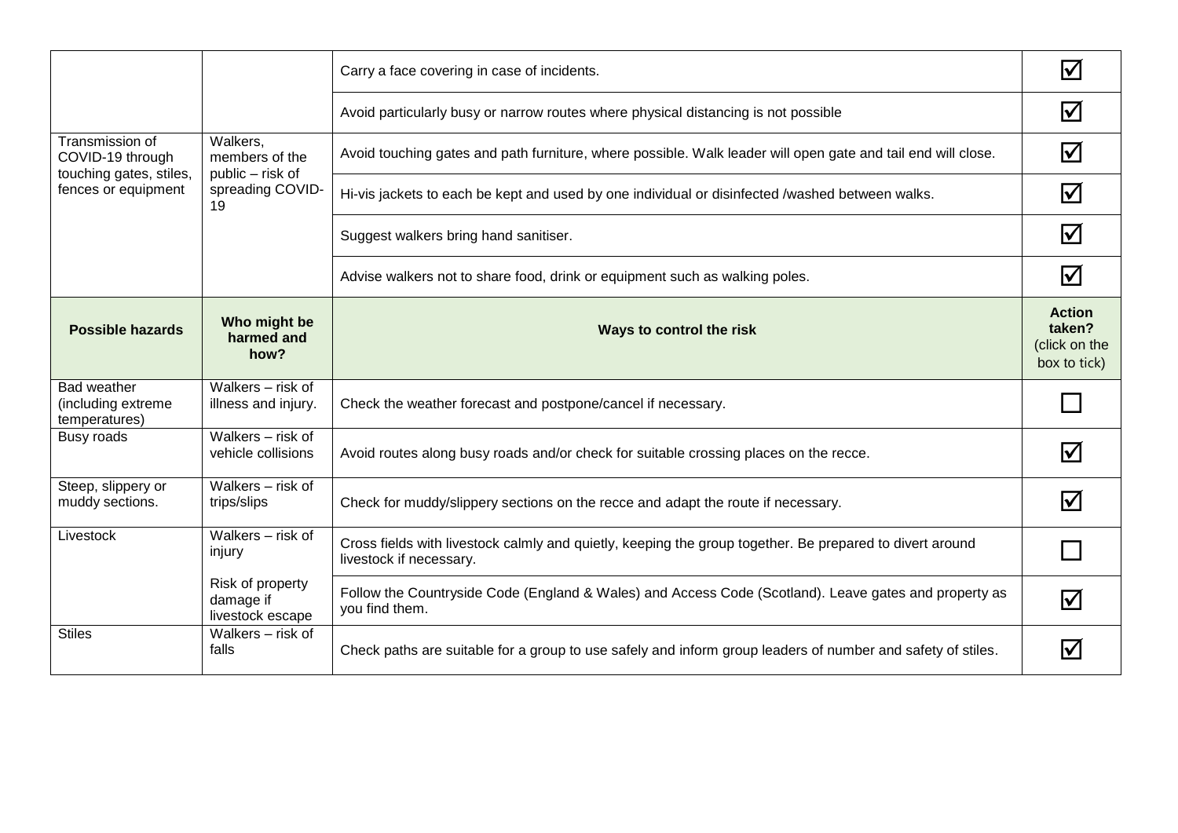| | | | |
|---|---|---|---|
| | | Carry a face covering in case of incidents. | ☑ |
| | | Avoid particularly busy or narrow routes where physical distancing is not possible | ☑ |
| Transmission of COVID-19 through touching gates, stiles, fences or equipment | Walkers, members of the public – risk of spreading COVID-19 | Avoid touching gates and path furniture, where possible. Walk leader will open gate and tail end will close. | ☑ |
| | | Hi-vis jackets to each be kept and used by one individual or disinfected /washed between walks. | ☑ |
| | | Suggest walkers bring hand sanitiser. | ☑ |
| | | Advise walkers not to share food, drink or equipment such as walking poles. | ☑ |
| **Possible hazards** | **Who might be harmed and how?** | **Ways to control the risk** | **Action taken?** (click on the box to tick) |
| Bad weather (including extreme temperatures) | Walkers – risk of illness and injury. | Check the weather forecast and postpone/cancel if necessary. | ☐ |
| Busy roads | Walkers – risk of vehicle collisions | Avoid routes along busy roads and/or check for suitable crossing places on the recce. | ☑ |
| Steep, slippery or muddy sections. | Walkers – risk of trips/slips | Check for muddy/slippery sections on the recce and adapt the route if necessary. | ☑ |
| Livestock | Walkers – risk of injury | Cross fields with livestock calmly and quietly, keeping the group together. Be prepared to divert around livestock if necessary. | ☐ |
| | Risk of property damage if livestock escape | Follow the Countryside Code (England & Wales) and Access Code (Scotland). Leave gates and property as you find them. | ☑ |
| Stiles | Walkers – risk of falls | Check paths are suitable for a group to use safely and inform group leaders of number and safety of stiles. | ☑ |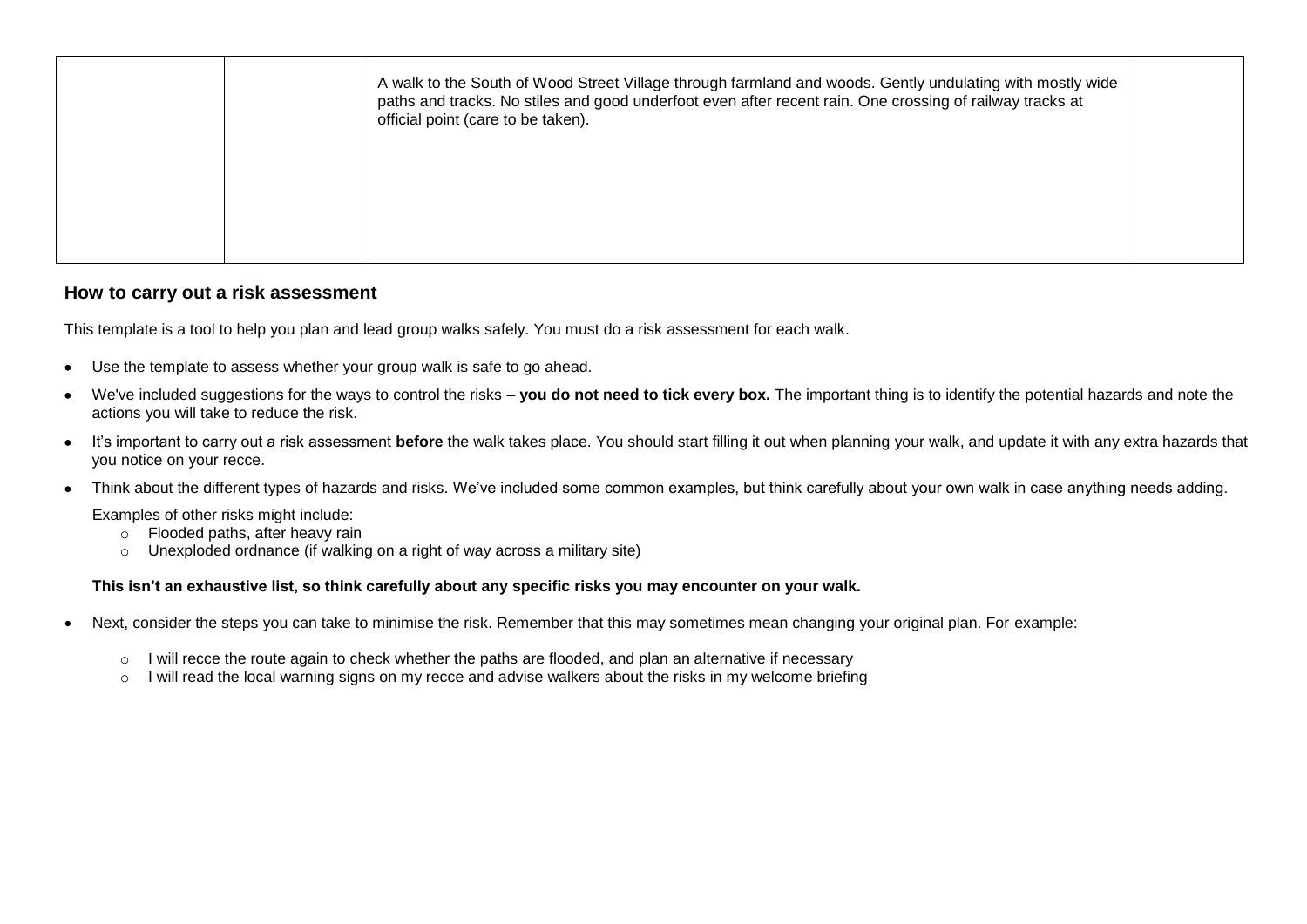| | | | |
|---|---|---|---|
| | | A walk to the South of Wood Street Village through farmland and woods. Gently undulating with mostly wide paths and tracks. No stiles and good underfoot even after recent rain. One crossing of railway tracks at official point (care to be taken). | |

## How to carry out a risk assessment

This template is a tool to help you plan and lead group walks safely. You must do a risk assessment for each walk.

- Use the template to assess whether your group walk is safe to go ahead.
- We've included suggestions for the ways to control the risks – **you do not need to tick every box.** The important thing is to identify the potential hazards and note the actions you will take to reduce the risk.
- It's important to carry out a risk assessment **before** the walk takes place. You should start filling it out when planning your walk, and update it with any extra hazards that you notice on your recce.
- Think about the different types of hazards and risks. We've included some common examples, but think carefully about your own walk in case anything needs adding.

  Examples of other risks might include:
  - Flooded paths, after heavy rain
  - Unexploded ordnance (if walking on a right of way across a military site)

  **This isn't an exhaustive list, so think carefully about any specific risks you may encounter on your walk.**

- Next, consider the steps you can take to minimise the risk. Remember that this may sometimes mean changing your original plan. For example:
  - I will recce the route again to check whether the paths are flooded, and plan an alternative if necessary
  - I will read the local warning signs on my recce and advise walkers about the risks in my welcome briefing